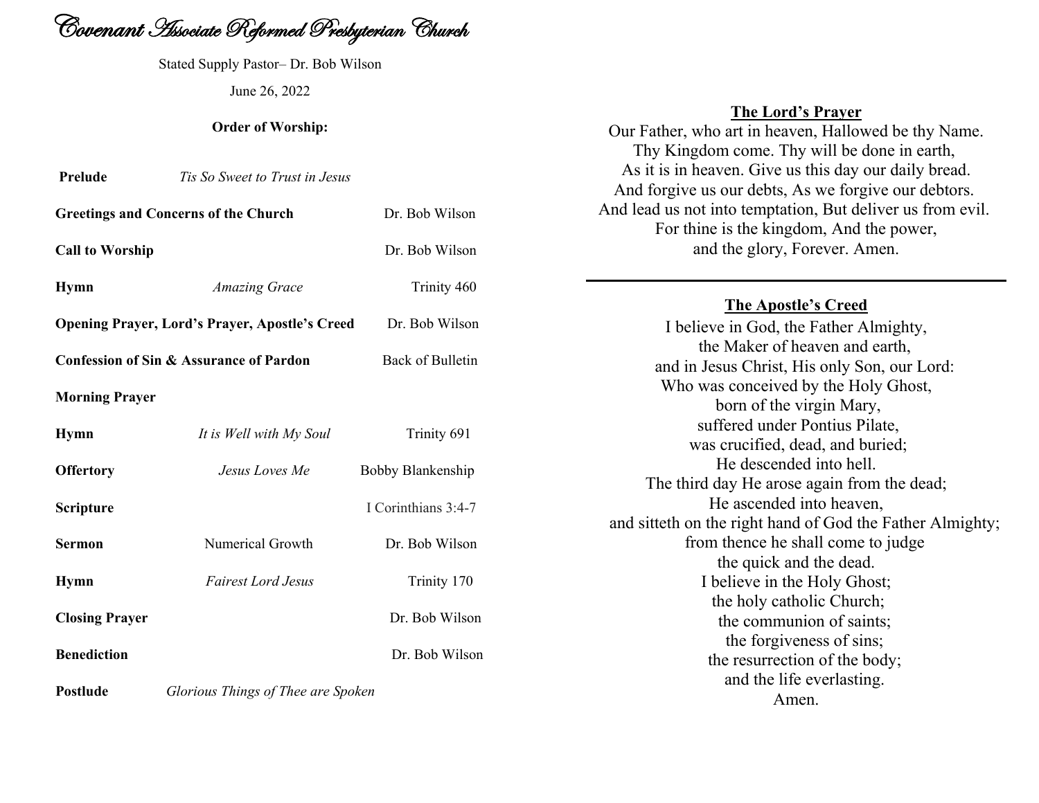# Covenant Associate Reformed Presbyterian Church

Stated Supply Pastor– Dr. Bob Wilson

June 26, 2022

**Order of Worship:**

| | | |
|---|---|---|
| **Prelude** | *Tis So Sweet to Trust in Jesus* | |
| **Greetings and Concerns of the Church** | | Dr. Bob Wilson |
| **Call to Worship** | | Dr. Bob Wilson |
| **Hymn** | *Amazing Grace* | Trinity 460 |
| **Opening Prayer, Lord's Prayer, Apostle's Creed** | | Dr. Bob Wilson |
| **Confession of Sin & Assurance of Pardon** | | Back of Bulletin |
| **Morning Prayer** | | |
| **Hymn** | *It is Well with My Soul* | Trinity 691 |
| **Offertory** | *Jesus Loves Me* | Bobby Blankenship |
| **Scripture** | | I Corinthians 3:4-7 |
| **Sermon** | Numerical Growth | Dr. Bob Wilson |
| **Hymn** | *Fairest Lord Jesus* | Trinity 170 |
| **Closing Prayer** | | Dr. Bob Wilson |
| **Benediction** | | Dr. Bob Wilson |
| **Postlude** | *Glorious Things of Thee are Spoken* | |

## The Lord's Prayer

Our Father, who art in heaven, Hallowed be thy Name.
Thy Kingdom come. Thy will be done in earth,
As it is in heaven. Give us this day our daily bread.
And forgive us our debts, As we forgive our debtors.
And lead us not into temptation, But deliver us from evil.
For thine is the kingdom, And the power,
and the glory, Forever. Amen.

---

## The Apostle's Creed

I believe in God, the Father Almighty,
the Maker of heaven and earth,
and in Jesus Christ, His only Son, our Lord:
Who was conceived by the Holy Ghost,
born of the virgin Mary,
suffered under Pontius Pilate,
was crucified, dead, and buried;
He descended into hell.
The third day He arose again from the dead;
He ascended into heaven,
and sitteth on the right hand of God the Father Almighty;
from thence he shall come to judge
the quick and the dead.
I believe in the Holy Ghost;
the holy catholic Church;
the communion of saints;
the forgiveness of sins;
the resurrection of the body;
and the life everlasting.
Amen.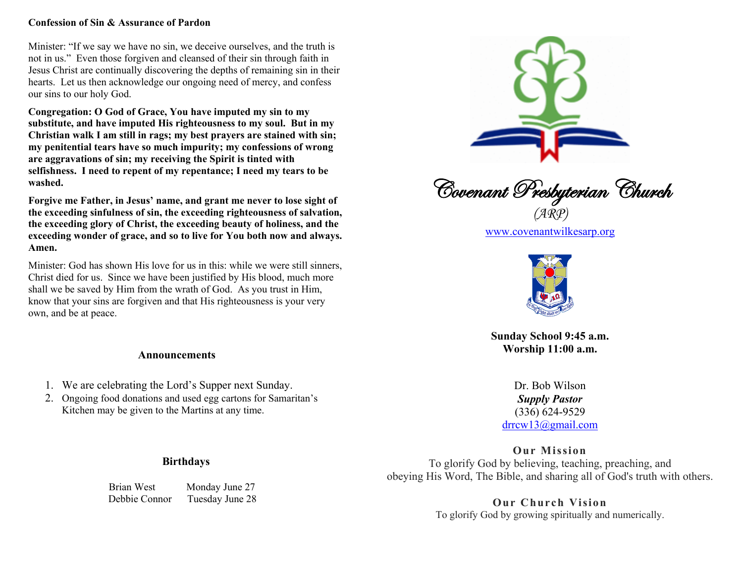**Confession of Sin & Assurance of Pardon**

Minister: "If we say we have no sin, we deceive ourselves, and the truth is not in us." Even those forgiven and cleansed of their sin through faith in Jesus Christ are continually discovering the depths of remaining sin in their hearts. Let us then acknowledge our ongoing need of mercy, and confess our sins to our holy God.

**Congregation: O God of Grace, You have imputed my sin to my substitute, and have imputed His righteousness to my soul. But in my Christian walk I am still in rags; my best prayers are stained with sin; my penitential tears have so much impurity; my confessions of wrong are aggravations of sin; my receiving the Spirit is tinted with selfishness. I need to repent of my repentance; I need my tears to be washed.**

**Forgive me Father, in Jesus' name, and grant me never to lose sight of the exceeding sinfulness of sin, the exceeding righteousness of salvation, the exceeding glory of Christ, the exceeding beauty of holiness, and the exceeding wonder of grace, and so to live for You both now and always. Amen.**

Minister: God has shown His love for us in this: while we were still sinners, Christ died for us. Since we have been justified by His blood, much more shall we be saved by Him from the wrath of God. As you trust in Him, know that your sins are forgiven and that His righteousness is your very own, and be at peace.

## Announcements

1. We are celebrating the Lord's Supper next Sunday.
2. Ongoing food donations and used egg cartons for Samaritan's Kitchen may be given to the Martins at any time.

## Birthdays

| | |
|---|---|
| Brian West | Monday June 27 |
| Debbie Connor | Tuesday June 28 |

# Covenant Presbyterian Church

*(ARP)*

www.covenantwilkesarp.org

**Sunday School 9:45 a.m.**
**Worship 11:00 a.m.**

Dr. Bob Wilson
***Supply Pastor***
(336) 624-9529
drrcw13@gmail.com

**Our Mission**
To glorify God by believing, teaching, preaching, and obeying His Word, The Bible, and sharing all of God's truth with others.

**Our Church Vision**
To glorify God by growing spiritually and numerically.